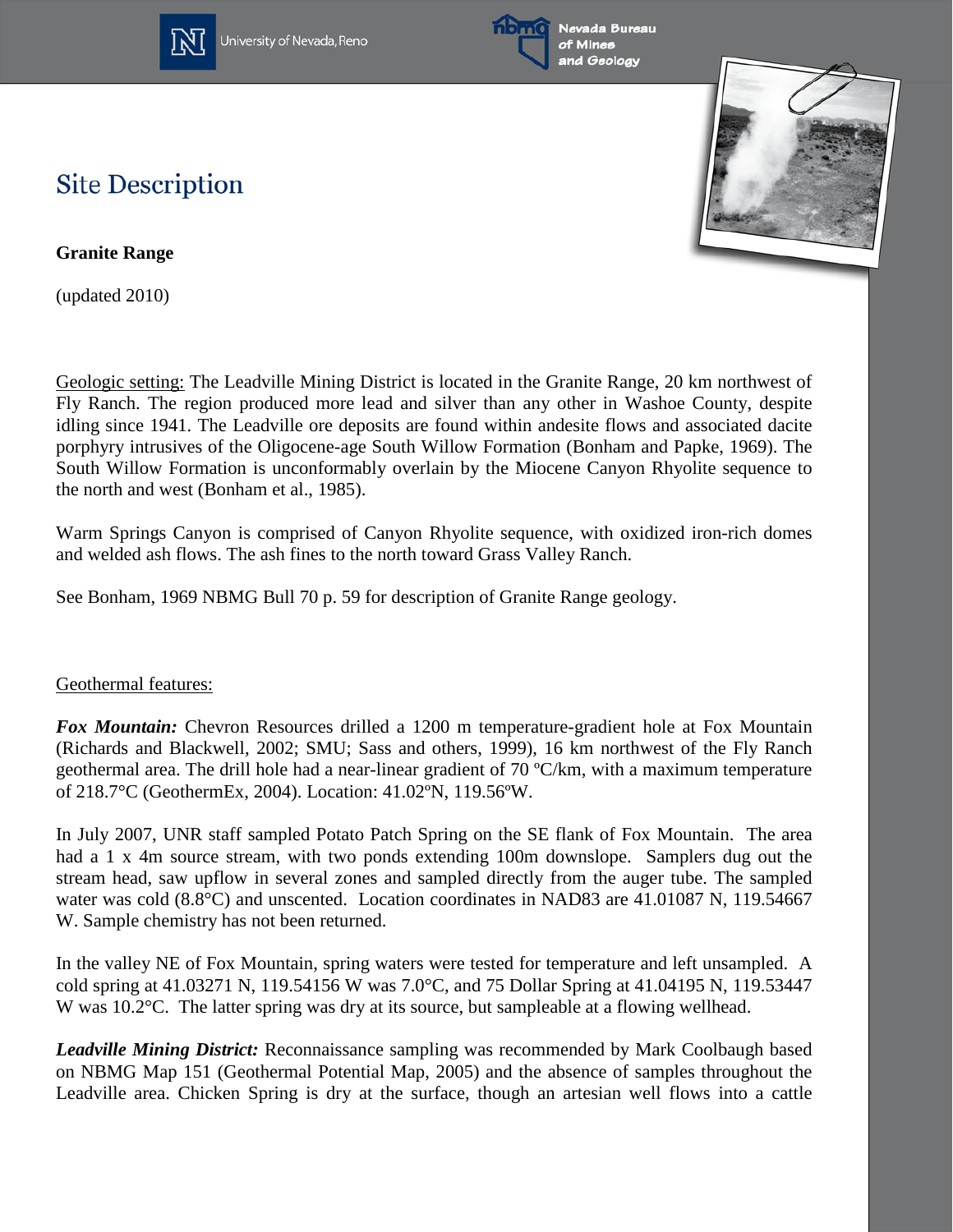# Site Description

**Granite Range**

(updated 2010)

Geologic setting: The Leadville Mining District is located in the Granite Range, 20 km northwest of Fly Ranch. The region produced more lead and silver than any other in Washoe County, despite idling since 1941. The Leadville ore deposits are found within andesite flows and associated dacite porphyry intrusives of the Oligocene-age South Willow Formation (Bonham and Papke, 1969). The South Willow Formation is unconformably overlain by the Miocene Canyon Rhyolite sequence to the north and west (Bonham et al., 1985).

Warm Springs Canyon is comprised of Canyon Rhyolite sequence, with oxidized iron-rich domes and welded ash flows. The ash fines to the north toward Grass Valley Ranch.

See Bonham, 1969 NBMG Bull 70 p. 59 for description of Granite Range geology.

Geothermal features:

***Fox Mountain:*** Chevron Resources drilled a 1200 m temperature-gradient hole at Fox Mountain (Richards and Blackwell, 2002; SMU; Sass and others, 1999), 16 km northwest of the Fly Ranch geothermal area. The drill hole had a near-linear gradient of 70 ºC/km, with a maximum temperature of 218.7°C (GeothermEx, 2004). Location: 41.02ºN, 119.56ºW.

In July 2007, UNR staff sampled Potato Patch Spring on the SE flank of Fox Mountain. The area had a 1 x 4m source stream, with two ponds extending 100m downslope. Samplers dug out the stream head, saw upflow in several zones and sampled directly from the auger tube. The sampled water was cold (8.8°C) and unscented. Location coordinates in NAD83 are 41.01087 N, 119.54667 W. Sample chemistry has not been returned.

In the valley NE of Fox Mountain, spring waters were tested for temperature and left unsampled. A cold spring at 41.03271 N, 119.54156 W was 7.0°C, and 75 Dollar Spring at 41.04195 N, 119.53447 W was 10.2°C. The latter spring was dry at its source, but sampleable at a flowing wellhead.

***Leadville Mining District:*** Reconnaissance sampling was recommended by Mark Coolbaugh based on NBMG Map 151 (Geothermal Potential Map, 2005) and the absence of samples throughout the Leadville area. Chicken Spring is dry at the surface, though an artesian well flows into a cattle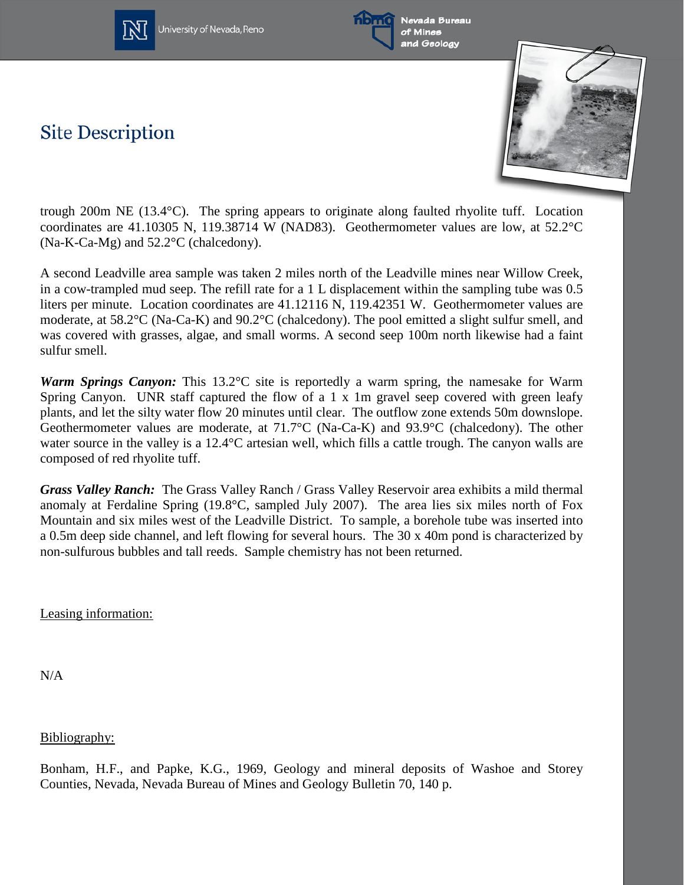## Site Description

trough 200m NE (13.4°C). The spring appears to originate along faulted rhyolite tuff. Location coordinates are 41.10305 N, 119.38714 W (NAD83). Geothermometer values are low, at 52.2°C (Na-K-Ca-Mg) and 52.2°C (chalcedony).

A second Leadville area sample was taken 2 miles north of the Leadville mines near Willow Creek, in a cow-trampled mud seep. The refill rate for a 1 L displacement within the sampling tube was 0.5 liters per minute. Location coordinates are 41.12116 N, 119.42351 W. Geothermometer values are moderate, at 58.2°C (Na-Ca-K) and 90.2°C (chalcedony). The pool emitted a slight sulfur smell, and was covered with grasses, algae, and small worms. A second seep 100m north likewise had a faint sulfur smell.

***Warm Springs Canyon:*** This 13.2°C site is reportedly a warm spring, the namesake for Warm Spring Canyon. UNR staff captured the flow of a 1 x 1m gravel seep covered with green leafy plants, and let the silty water flow 20 minutes until clear. The outflow zone extends 50m downslope. Geothermometer values are moderate, at 71.7°C (Na-Ca-K) and 93.9°C (chalcedony). The other water source in the valley is a 12.4°C artesian well, which fills a cattle trough. The canyon walls are composed of red rhyolite tuff.

***Grass Valley Ranch:*** The Grass Valley Ranch / Grass Valley Reservoir area exhibits a mild thermal anomaly at Ferdaline Spring (19.8°C, sampled July 2007). The area lies six miles north of Fox Mountain and six miles west of the Leadville District. To sample, a borehole tube was inserted into a 0.5m deep side channel, and left flowing for several hours. The 30 x 40m pond is characterized by non-sulfurous bubbles and tall reeds. Sample chemistry has not been returned.

Leasing information:

N/A

Bibliography:

Bonham, H.F., and Papke, K.G., 1969, Geology and mineral deposits of Washoe and Storey Counties, Nevada, Nevada Bureau of Mines and Geology Bulletin 70, 140 p.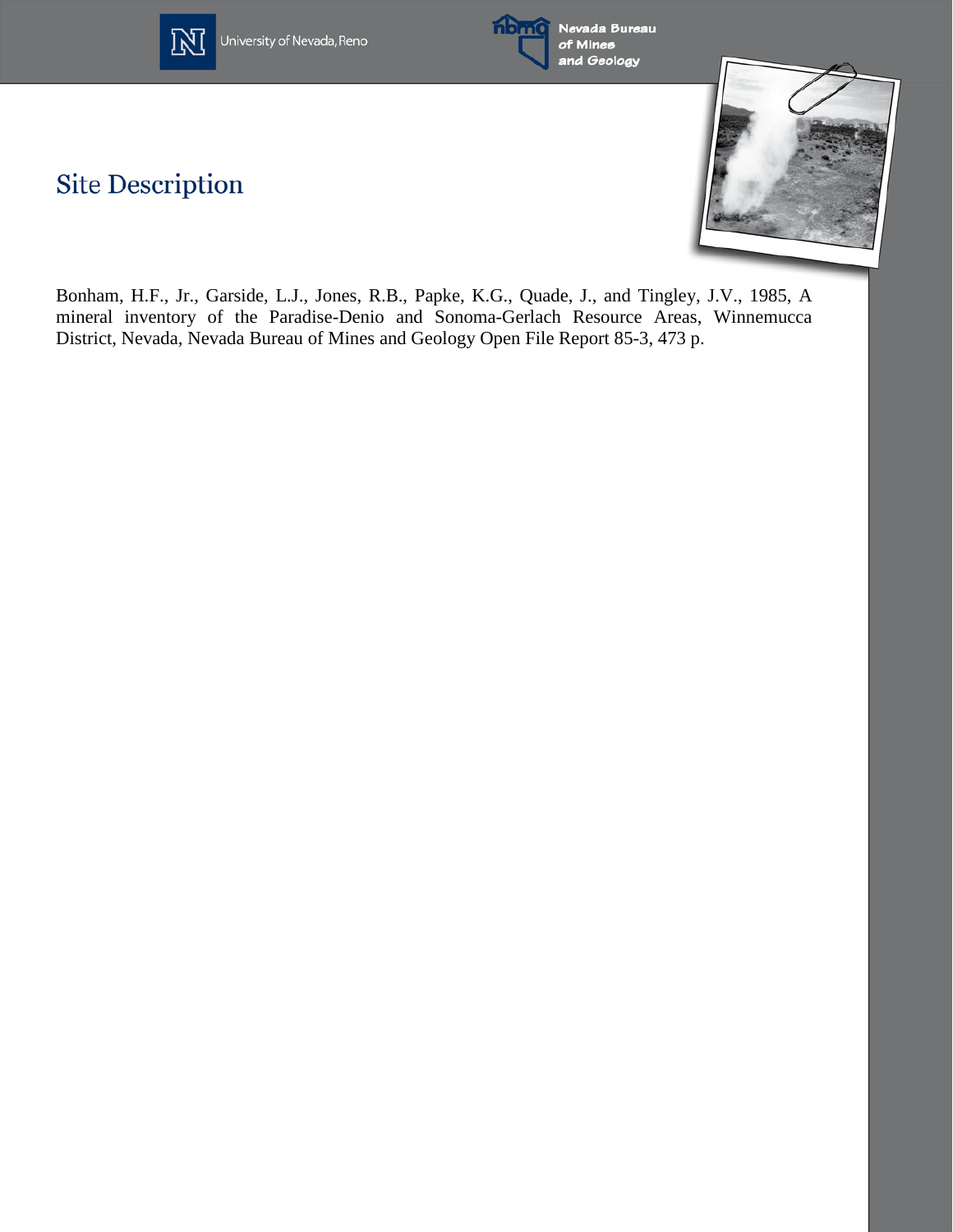# Site Description

Bonham, H.F., Jr., Garside, L.J., Jones, R.B., Papke, K.G., Quade, J., and Tingley, J.V., 1985, A mineral inventory of the Paradise-Denio and Sonoma-Gerlach Resource Areas, Winnemucca District, Nevada, Nevada Bureau of Mines and Geology Open File Report 85-3, 473 p.